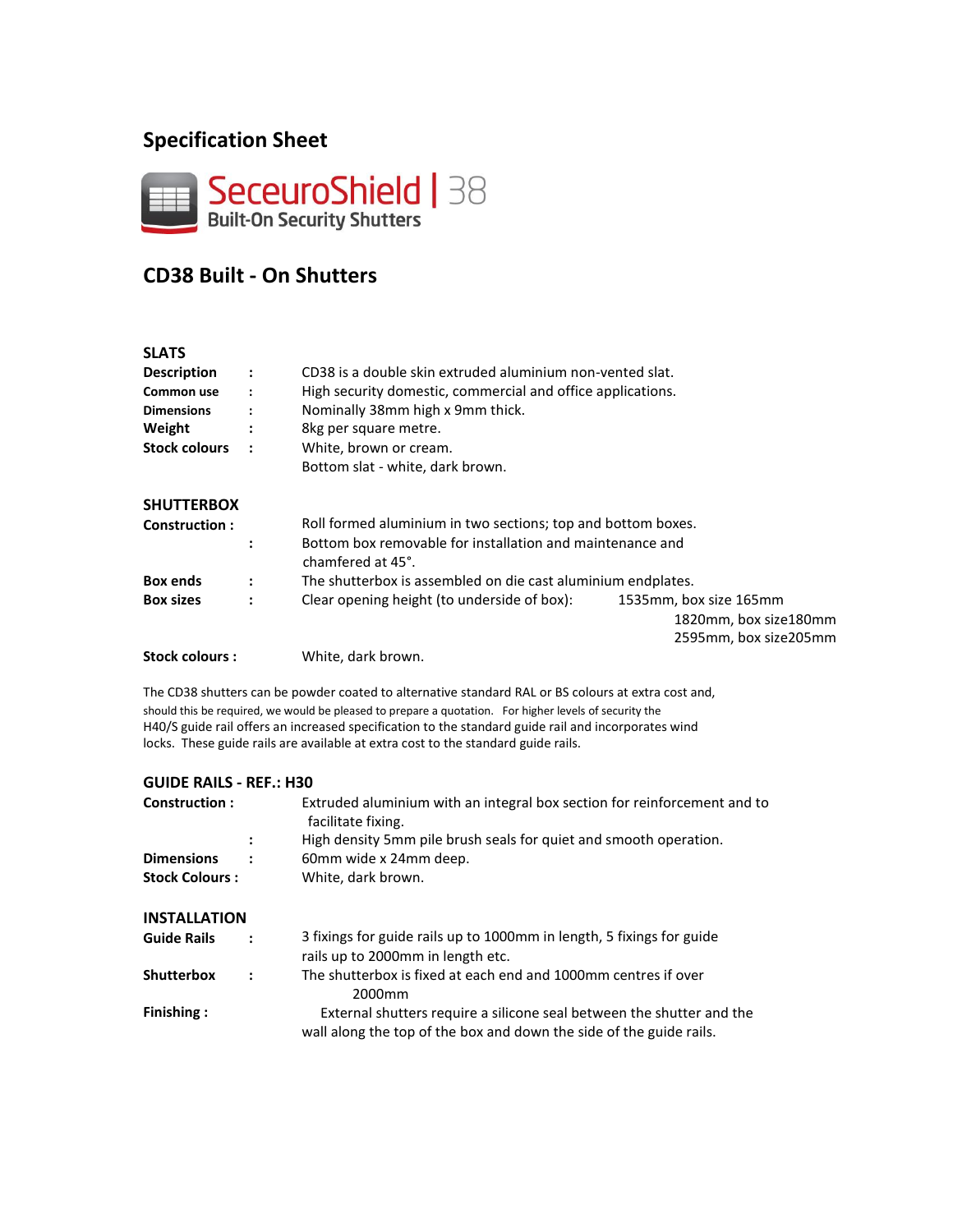## Specification Sheet

**SeceuroShield | 38**
**Built-On Security Shutters**

## CD38 Built - On Shutters

### SLATS

**Description** : CD38 is a double skin extruded aluminium non-vented slat.
**Common use** : High security domestic, commercial and office applications.
**Dimensions** : Nominally 38mm high x 9mm thick.
**Weight** : 8kg per square metre.
**Stock colours** : White, brown or cream.
Bottom slat - white, dark brown.

### SHUTTERBOX

**Construction :** Roll formed aluminium in two sections; top and bottom boxes.
: Bottom box removable for installation and maintenance and chamfered at 45°.
**Box ends** : The shutterbox is assembled on die cast aluminium endplates.
**Box sizes** : Clear opening height (to underside of box): 1535mm, box size 165mm
1820mm, box size180mm
2595mm, box size205mm

**Stock colours :** White, dark brown.

The CD38 shutters can be powder coated to alternative standard RAL or BS colours at extra cost and, should this be required, we would be pleased to prepare a quotation. For higher levels of security the H40/S guide rail offers an increased specification to the standard guide rail and incorporates wind locks. These guide rails are available at extra cost to the standard guide rails.

### GUIDE RAILS - REF.: H30

**Construction :** Extruded aluminium with an integral box section for reinforcement and to facilitate fixing.
: High density 5mm pile brush seals for quiet and smooth operation.
**Dimensions** : 60mm wide x 24mm deep.
**Stock Colours :** White, dark brown.

### INSTALLATION

**Guide Rails** : 3 fixings for guide rails up to 1000mm in length, 5 fixings for guide rails up to 2000mm in length etc.
**Shutterbox** : The shutterbox is fixed at each end and 1000mm centres if over 2000mm
**Finishing :** External shutters require a silicone seal between the shutter and the wall along the top of the box and down the side of the guide rails.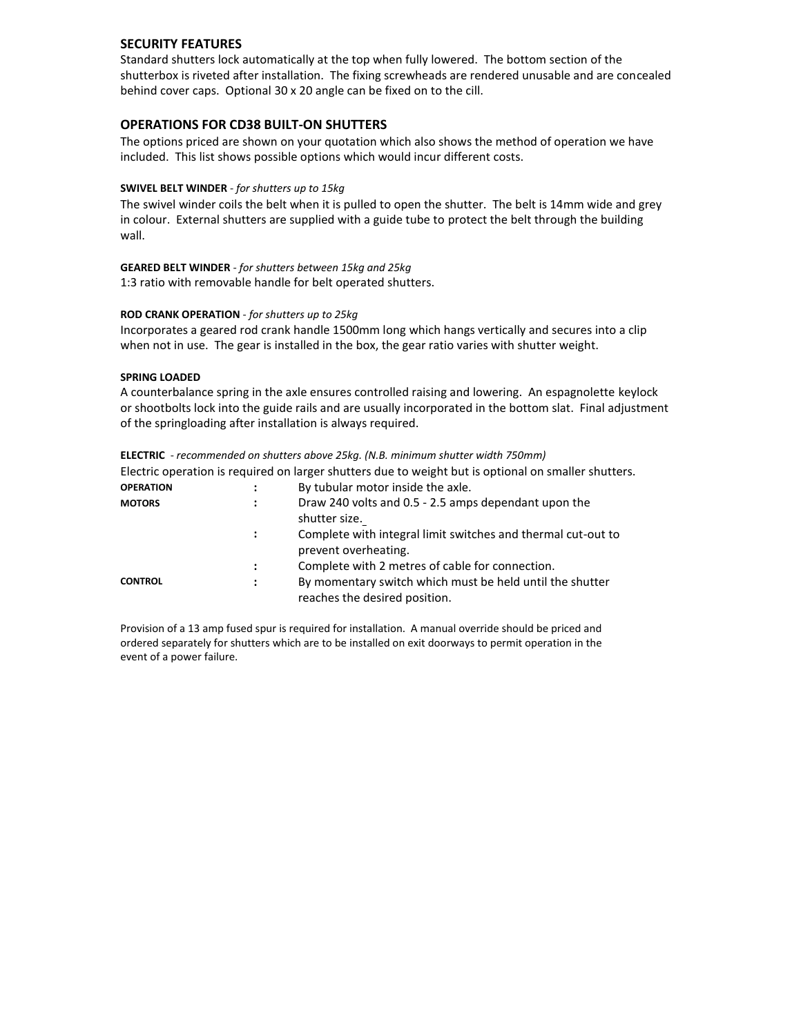## SECURITY FEATURES

Standard shutters lock automatically at the top when fully lowered. The bottom section of the shutterbox is riveted after installation. The fixing screwheads are rendered unusable and are concealed behind cover caps. Optional 30 x 20 angle can be fixed on to the cill.

## OPERATIONS FOR CD38 BUILT-ON SHUTTERS

The options priced are shown on your quotation which also shows the method of operation we have included. This list shows possible options which would incur different costs.

**SWIVEL BELT WINDER** - *for shutters up to 15kg*

The swivel winder coils the belt when it is pulled to open the shutter. The belt is 14mm wide and grey in colour. External shutters are supplied with a guide tube to protect the belt through the building wall.

**GEARED BELT WINDER** - *for shutters between 15kg and 25kg*

1:3 ratio with removable handle for belt operated shutters.

**ROD CRANK OPERATION** - *for shutters up to 25kg*

Incorporates a geared rod crank handle 1500mm long which hangs vertically and secures into a clip when not in use. The gear is installed in the box, the gear ratio varies with shutter weight.

**SPRING LOADED**

A counterbalance spring in the axle ensures controlled raising and lowering. An espagnolette keylock or shootbolts lock into the guide rails and are usually incorporated in the bottom slat. Final adjustment of the springloading after installation is always required.

**ELECTRIC** - *recommended on shutters above 25kg. (N.B. minimum shutter width 750mm)*

Electric operation is required on larger shutters due to weight but is optional on smaller shutters.

| | | |
|---|---|---|
| **OPERATION** | : | By tubular motor inside the axle. |
| **MOTORS** | : | Draw 240 volts and 0.5 - 2.5 amps dependant upon the shutter size. |
| | : | Complete with integral limit switches and thermal cut-out to prevent overheating. |
| | : | Complete with 2 metres of cable for connection. |
| **CONTROL** | : | By momentary switch which must be held until the shutter reaches the desired position. |

Provision of a 13 amp fused spur is required for installation. A manual override should be priced and ordered separately for shutters which are to be installed on exit doorways to permit operation in the event of a power failure.